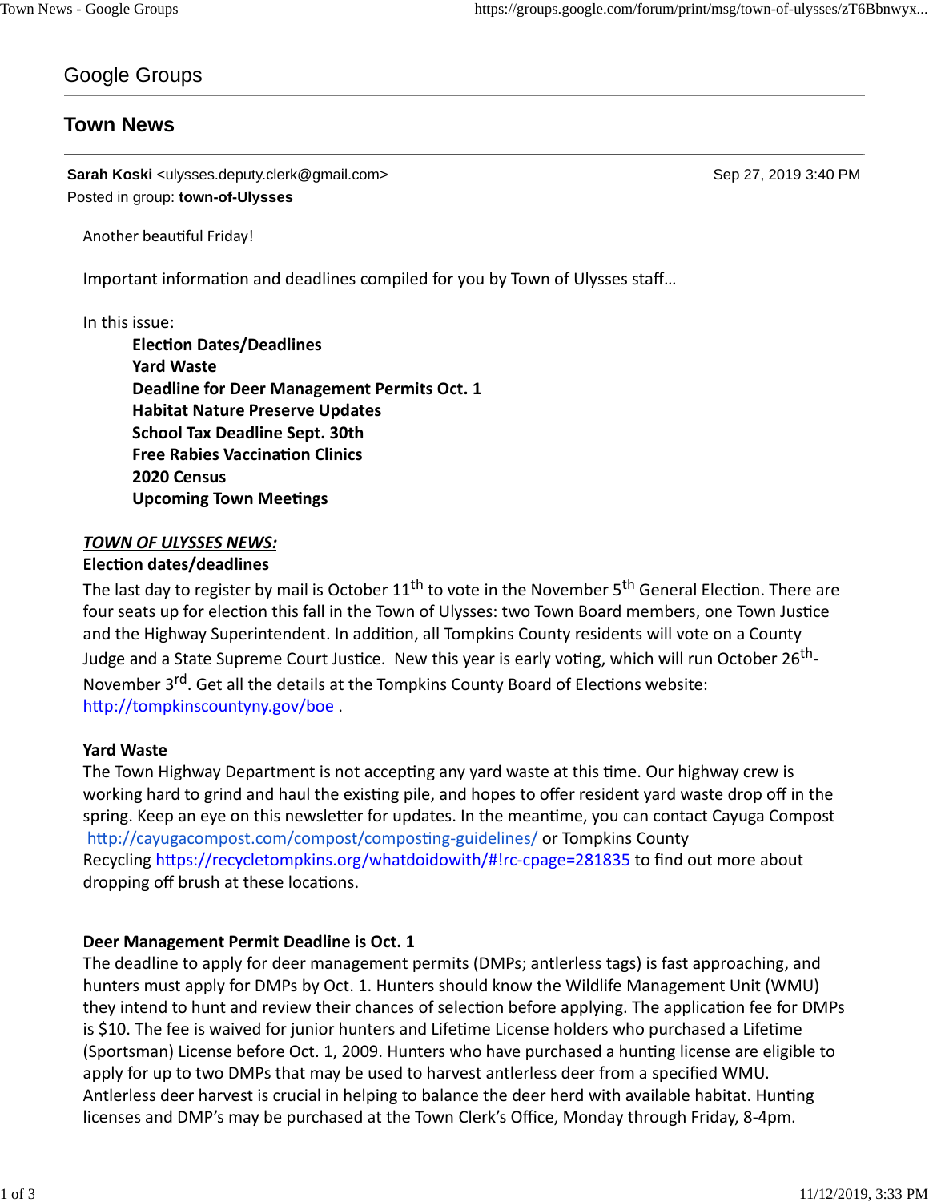# Google Groups

## Town News

**Sarah Koski** <ulysses.deputy.clerk@gmail.com> Sep 27, 2019 3:40 PM
Posted in group: **town-of-Ulysses**

Another beautiful Friday!

Important information and deadlines compiled for you by Town of Ulysses staff…

In this issue:

- **Election Dates/Deadlines**
- **Yard Waste**
- **Deadline for Deer Management Permits Oct. 1**
- **Habitat Nature Preserve Updates**
- **School Tax Deadline Sept. 30th**
- **Free Rabies Vaccination Clinics**
- **2020 Census**
- **Upcoming Town Meetings**

***TOWN OF ULYSSES NEWS:***

**Election dates/deadlines**

The last day to register by mail is October 11th to vote in the November 5th General Election. There are four seats up for election this fall in the Town of Ulysses: two Town Board members, one Town Justice and the Highway Superintendent. In addition, all Tompkins County residents will vote on a County Judge and a State Supreme Court Justice. New this year is early voting, which will run October 26th-November 3rd. Get all the details at the Tompkins County Board of Elections website: http://tompkinscountyny.gov/boe .

**Yard Waste**

The Town Highway Department is not accepting any yard waste at this time. Our highway crew is working hard to grind and haul the existing pile, and hopes to offer resident yard waste drop off in the spring. Keep an eye on this newsletter for updates. In the meantime, you can contact Cayuga Compost http://cayugacompost.com/compost/composting-guidelines/ or Tompkins County Recycling https://recycletompkins.org/whatdoidowith/#!rc-cpage=281835 to find out more about dropping off brush at these locations.

**Deer Management Permit Deadline is Oct. 1**

The deadline to apply for deer management permits (DMPs; antlerless tags) is fast approaching, and hunters must apply for DMPs by Oct. 1. Hunters should know the Wildlife Management Unit (WMU) they intend to hunt and review their chances of selection before applying. The application fee for DMPs is $10. The fee is waived for junior hunters and Lifetime License holders who purchased a Lifetime (Sportsman) License before Oct. 1, 2009. Hunters who have purchased a hunting license are eligible to apply for up to two DMPs that may be used to harvest antlerless deer from a specified WMU. Antlerless deer harvest is crucial in helping to balance the deer herd with available habitat. Hunting licenses and DMP's may be purchased at the Town Clerk's Office, Monday through Friday, 8-4pm.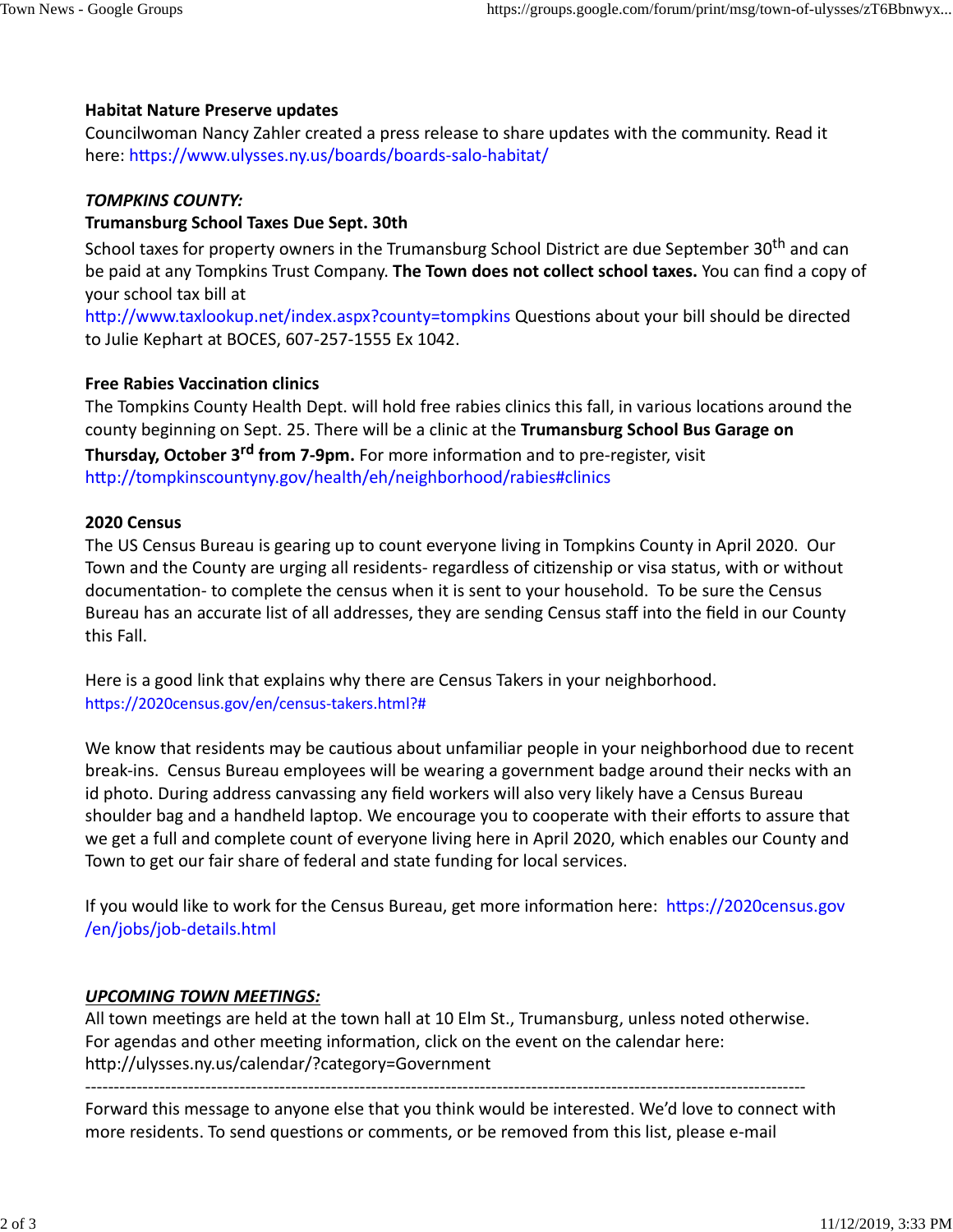**Habitat Nature Preserve updates**
Councilwoman Nancy Zahler created a press release to share updates with the community. Read it here: https://www.ulysses.ny.us/boards/boards-salo-habitat/

***TOMPKINS COUNTY:***

**Trumansburg School Taxes Due Sept. 30th**
School taxes for property owners in the Trumansburg School District are due September 30th and can be paid at any Tompkins Trust Company. **The Town does not collect school taxes.** You can find a copy of your school tax bill at
http://www.taxlookup.net/index.aspx?county=tompkins Questions about your bill should be directed to Julie Kephart at BOCES, 607-257-1555 Ex 1042.

**Free Rabies Vaccination clinics**
The Tompkins County Health Dept. will hold free rabies clinics this fall, in various locations around the county beginning on Sept. 25. There will be a clinic at the **Trumansburg School Bus Garage on Thursday, October 3rd from 7-9pm.** For more information and to pre-register, visit
http://tompkinscountyny.gov/health/eh/neighborhood/rabies#clinics

**2020 Census**
The US Census Bureau is gearing up to count everyone living in Tompkins County in April 2020. Our Town and the County are urging all residents- regardless of citizenship or visa status, with or without documentation- to complete the census when it is sent to your household. To be sure the Census Bureau has an accurate list of all addresses, they are sending Census staff into the field in our County this Fall.

Here is a good link that explains why there are Census Takers in your neighborhood.
https://2020census.gov/en/census-takers.html?#

We know that residents may be cautious about unfamiliar people in your neighborhood due to recent break-ins. Census Bureau employees will be wearing a government badge around their necks with an id photo. During address canvassing any field workers will also very likely have a Census Bureau shoulder bag and a handheld laptop. We encourage you to cooperate with their efforts to assure that we get a full and complete count of everyone living here in April 2020, which enables our County and Town to get our fair share of federal and state funding for local services.

If you would like to work for the Census Bureau, get more information here: https://2020census.gov/en/jobs/job-details.html

***UPCOMING TOWN MEETINGS:***
All town meetings are held at the town hall at 10 Elm St., Trumansburg, unless noted otherwise.
For agendas and other meeting information, click on the event on the calendar here:
http://ulysses.ny.us/calendar/?category=Government

---

Forward this message to anyone else that you think would be interested. We'd love to connect with more residents. To send questions or comments, or be removed from this list, please e-mail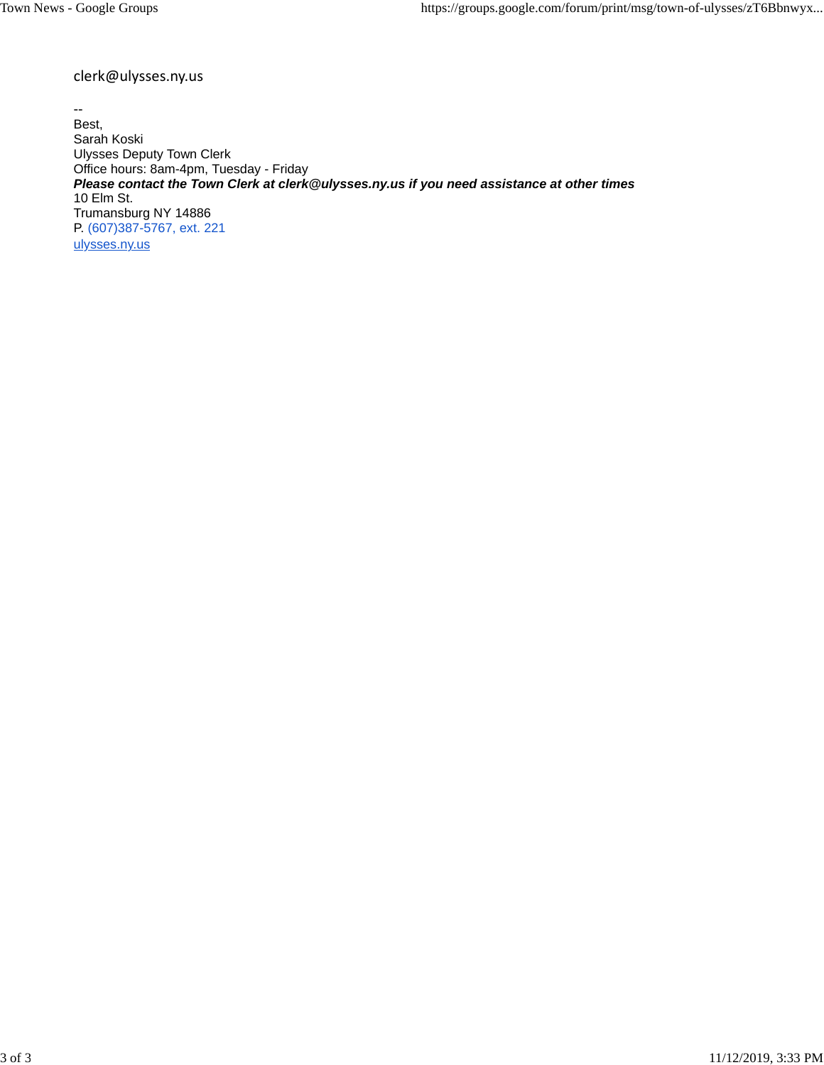clerk@ulysses.ny.us

--
Best,
Sarah Koski
Ulysses Deputy Town Clerk
Office hours: 8am-4pm, Tuesday - Friday
***Please contact the Town Clerk at clerk@ulysses.ny.us if you need assistance at other times***
10 Elm St.
Trumansburg NY 14886
P. (607)387-5767, ext. 221
ulysses.ny.us